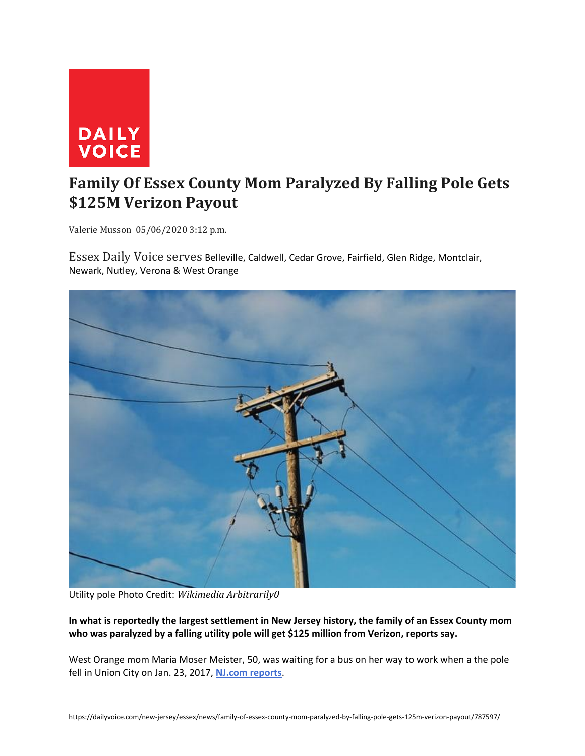DAILY VOICE

# Family Of Essex County Mom Paralyzed By Falling Pole Gets $125M Verizon Payout

Valerie Musson 05/06/2020 3:12 p.m.

Essex Daily Voice serves Belleville, Caldwell, Cedar Grove, Fairfield, Glen Ridge, Montclair, Newark, Nutley, Verona & West Orange

Utility pole Photo Credit: *Wikimedia Arbitrarily0*

**In what is reportedly the largest settlement in New Jersey history, the family of an Essex County mom who was paralyzed by a falling utility pole will get $125 million from Verizon, reports say.**

West Orange mom Maria Moser Meister, 50, was waiting for a bus on her way to work when a the pole fell in Union City on Jan. 23, 2017, [NJ.com reports](NJ.com reports).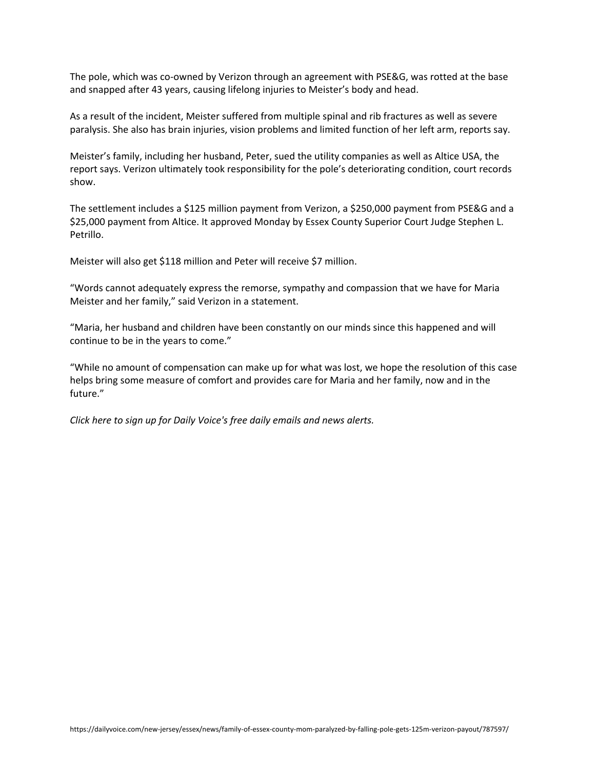The pole, which was co-owned by Verizon through an agreement with PSE&G, was rotted at the base and snapped after 43 years, causing lifelong injuries to Meister's body and head.

As a result of the incident, Meister suffered from multiple spinal and rib fractures as well as severe paralysis. She also has brain injuries, vision problems and limited function of her left arm, reports say.

Meister's family, including her husband, Peter, sued the utility companies as well as Altice USA, the report says. Verizon ultimately took responsibility for the pole's deteriorating condition, court records show.

The settlement includes a $125 million payment from Verizon, a $250,000 payment from PSE&G and a $25,000 payment from Altice. It approved Monday by Essex County Superior Court Judge Stephen L. Petrillo.

Meister will also get $118 million and Peter will receive $7 million.

"Words cannot adequately express the remorse, sympathy and compassion that we have for Maria Meister and her family," said Verizon in a statement.

"Maria, her husband and children have been constantly on our minds since this happened and will continue to be in the years to come."

"While no amount of compensation can make up for what was lost, we hope the resolution of this case helps bring some measure of comfort and provides care for Maria and her family, now and in the future."

*Click here to sign up for Daily Voice's free daily emails and news alerts.*

https://dailyvoice.com/new-jersey/essex/news/family-of-essex-county-mom-paralyzed-by-falling-pole-gets-125m-verizon-payout/787597/